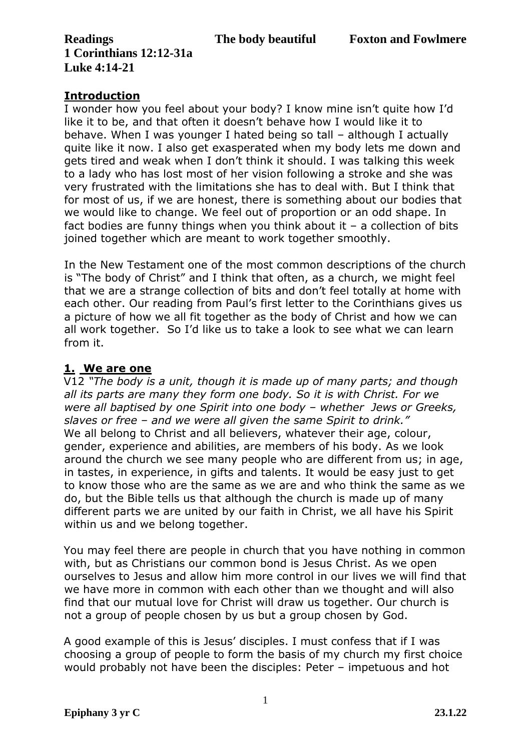**Readings** **The body beautiful** **Foxton and Fowlmere**
**1 Corinthians 12:12-31a**
**Luke 4:14-21**

## Introduction

I wonder how you feel about your body? I know mine isn't quite how I'd like it to be, and that often it doesn't behave how I would like it to behave. When I was younger I hated being so tall – although I actually quite like it now. I also get exasperated when my body lets me down and gets tired and weak when I don't think it should. I was talking this week to a lady who has lost most of her vision following a stroke and she was very frustrated with the limitations she has to deal with. But I think that for most of us, if we are honest, there is something about our bodies that we would like to change. We feel out of proportion or an odd shape. In fact bodies are funny things when you think about it – a collection of bits joined together which are meant to work together smoothly.

In the New Testament one of the most common descriptions of the church is "The body of Christ" and I think that often, as a church, we might feel that we are a strange collection of bits and don't feel totally at home with each other. Our reading from Paul's first letter to the Corinthians gives us a picture of how we all fit together as the body of Christ and how we can all work together. So I'd like us to take a look to see what we can learn from it.

## 1. We are one

V12 *"The body is a unit, though it is made up of many parts; and though all its parts are many they form one body. So it is with Christ. For we were all baptised by one Spirit into one body – whether Jews or Greeks, slaves or free – and we were all given the same Spirit to drink."*
We all belong to Christ and all believers, whatever their age, colour, gender, experience and abilities, are members of his body. As we look around the church we see many people who are different from us; in age, in tastes, in experience, in gifts and talents. It would be easy just to get to know those who are the same as we are and who think the same as we do, but the Bible tells us that although the church is made up of many different parts we are united by our faith in Christ, we all have his Spirit within us and we belong together.

You may feel there are people in church that you have nothing in common with, but as Christians our common bond is Jesus Christ. As we open ourselves to Jesus and allow him more control in our lives we will find that we have more in common with each other than we thought and will also find that our mutual love for Christ will draw us together. Our church is not a group of people chosen by us but a group chosen by God.

A good example of this is Jesus' disciples. I must confess that if I was choosing a group of people to form the basis of my church my first choice would probably not have been the disciples: Peter – impetuous and hot

**Epiphany 3 yr C** **23.1.22**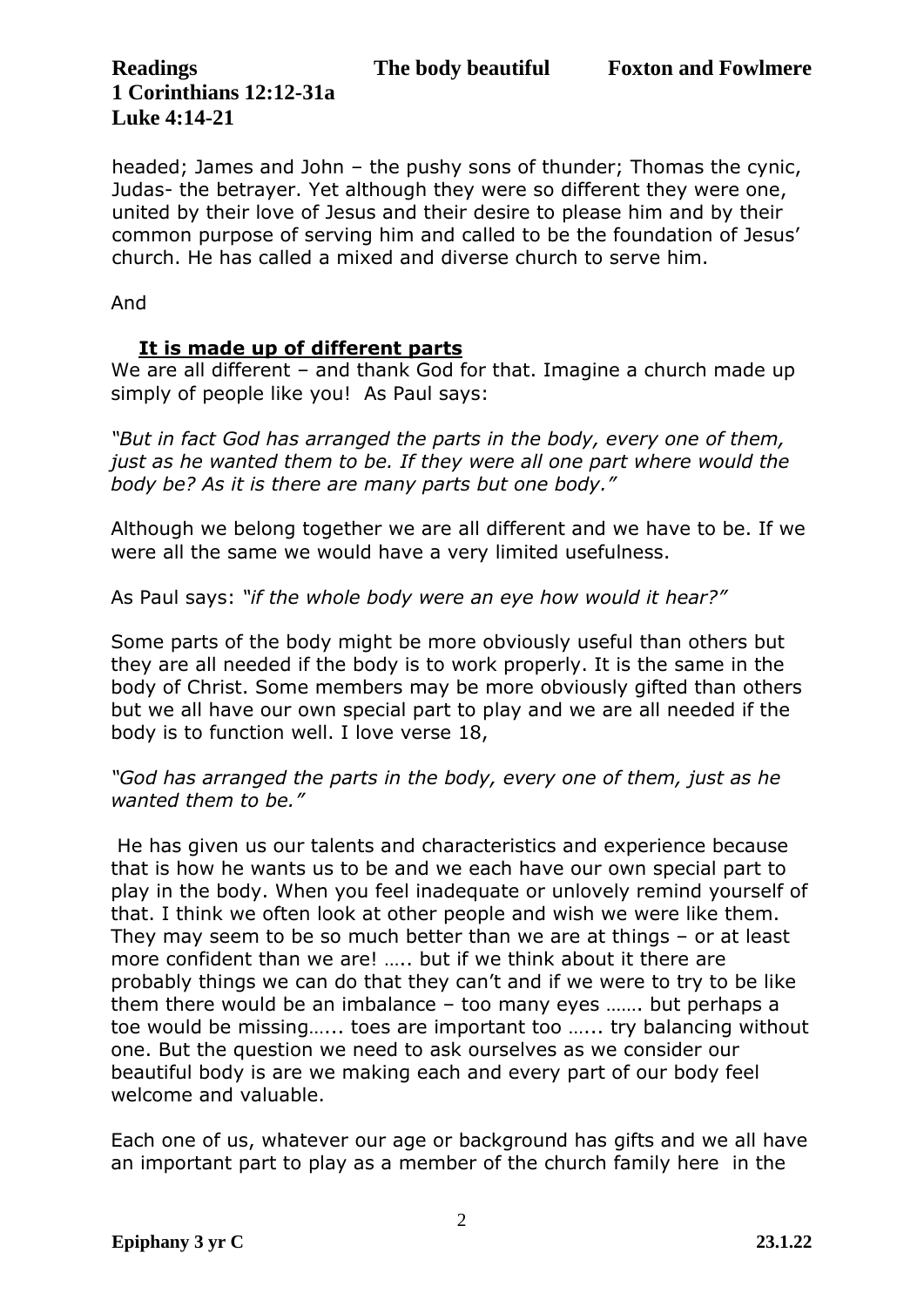headed; James and John – the pushy sons of thunder; Thomas the cynic, Judas- the betrayer. Yet although they were so different they were one, united by their love of Jesus and their desire to please him and by their common purpose of serving him and called to be the foundation of Jesus' church. He has called a mixed and diverse church to serve him.

And

**<u>It is made up of different parts</u>**

We are all different – and thank God for that. Imagine a church made up simply of people like you! As Paul says:

*"But in fact God has arranged the parts in the body, every one of them, just as he wanted them to be. If they were all one part where would the body be? As it is there are many parts but one body."*

Although we belong together we are all different and we have to be. If we were all the same we would have a very limited usefulness.

As Paul says: *"if the whole body were an eye how would it hear?"*

Some parts of the body might be more obviously useful than others but they are all needed if the body is to work properly. It is the same in the body of Christ. Some members may be more obviously gifted than others but we all have our own special part to play and we are all needed if the body is to function well. I love verse 18,

*"God has arranged the parts in the body, every one of them, just as he wanted them to be."*

He has given us our talents and characteristics and experience because that is how he wants us to be and we each have our own special part to play in the body. When you feel inadequate or unlovely remind yourself of that. I think we often look at other people and wish we were like them. They may seem to be so much better than we are at things – or at least more confident than we are! ….. but if we think about it there are probably things we can do that they can't and if we were to try to be like them there would be an imbalance – too many eyes ……. but perhaps a toe would be missing…... toes are important too …... try balancing without one. But the question we need to ask ourselves as we consider our beautiful body is are we making each and every part of our body feel welcome and valuable.

Each one of us, whatever our age or background has gifts and we all have an important part to play as a member of the church family here in the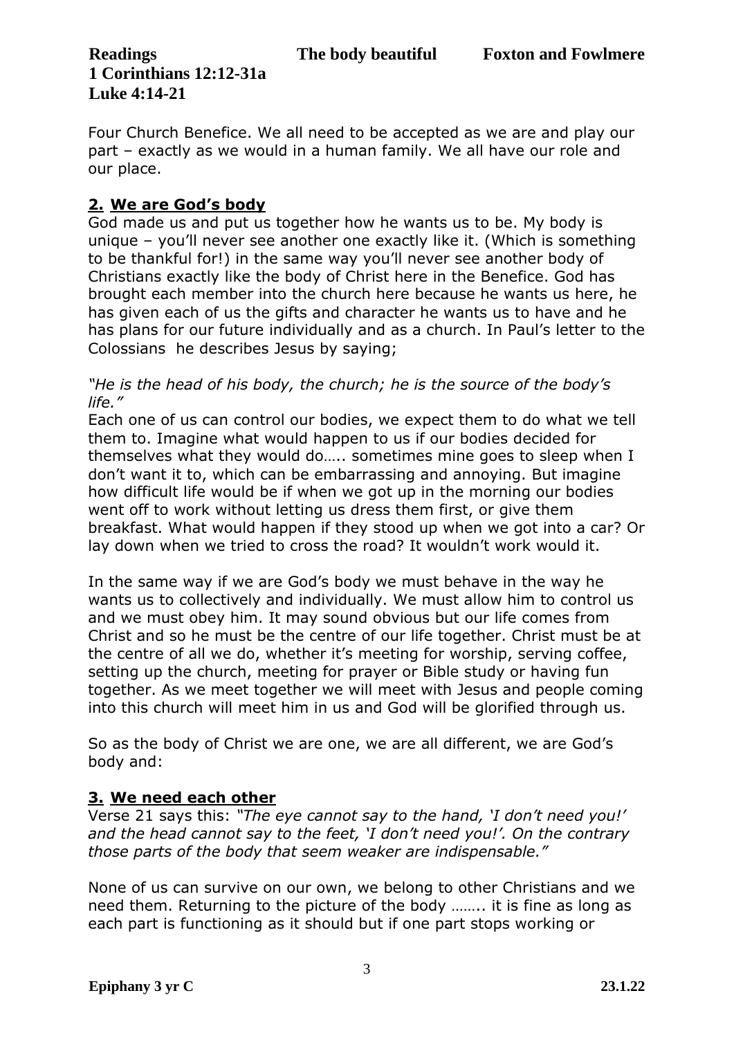Four Church Benefice. We all need to be accepted as we are and play our part – exactly as we would in a human family. We all have our role and our place.

## 2. We are God's body

God made us and put us together how he wants us to be. My body is unique – you'll never see another one exactly like it. (Which is something to be thankful for!) in the same way you'll never see another body of Christians exactly like the body of Christ here in the Benefice. God has brought each member into the church here because he wants us here, he has given each of us the gifts and character he wants us to have and he has plans for our future individually and as a church. In Paul's letter to the Colossians he describes Jesus by saying;

*"He is the head of his body, the church; he is the source of the body's life."*

Each one of us can control our bodies, we expect them to do what we tell them to. Imagine what would happen to us if our bodies decided for themselves what they would do….. sometimes mine goes to sleep when I don't want it to, which can be embarrassing and annoying. But imagine how difficult life would be if when we got up in the morning our bodies went off to work without letting us dress them first, or give them breakfast. What would happen if they stood up when we got into a car? Or lay down when we tried to cross the road? It wouldn't work would it.

In the same way if we are God's body we must behave in the way he wants us to collectively and individually. We must allow him to control us and we must obey him. It may sound obvious but our life comes from Christ and so he must be the centre of our life together. Christ must be at the centre of all we do, whether it's meeting for worship, serving coffee, setting up the church, meeting for prayer or Bible study or having fun together. As we meet together we will meet with Jesus and people coming into this church will meet him in us and God will be glorified through us.

So as the body of Christ we are one, we are all different, we are God's body and:

## 3. We need each other

Verse 21 says this: *"The eye cannot say to the hand, 'I don't need you!' and the head cannot say to the feet, 'I don't need you!'. On the contrary those parts of the body that seem weaker are indispensable."*

None of us can survive on our own, we belong to other Christians and we need them. Returning to the picture of the body …….. it is fine as long as each part is functioning as it should but if one part stops working or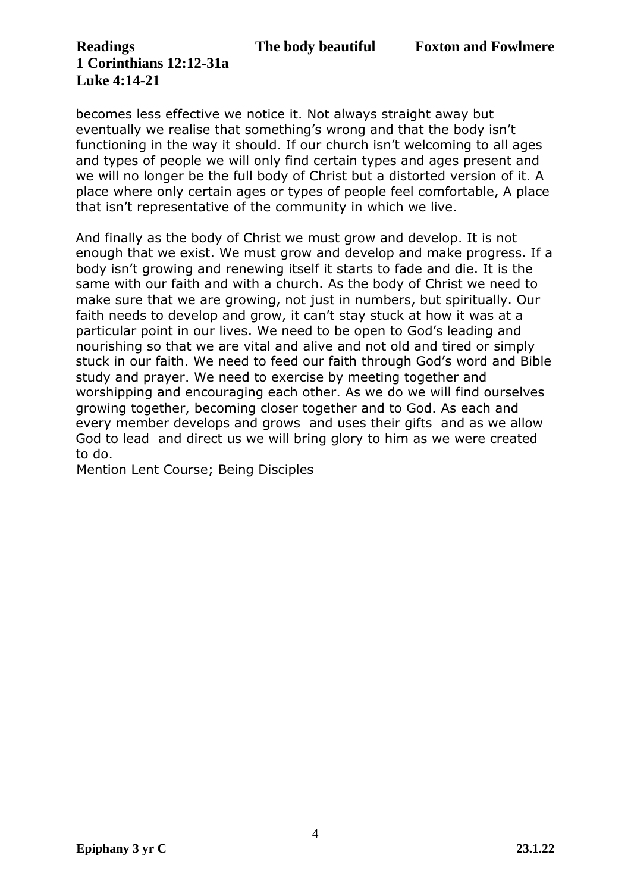becomes less effective we notice it. Not always straight away but eventually we realise that something's wrong and that the body isn't functioning in the way it should. If our church isn't welcoming to all ages and types of people we will only find certain types and ages present and we will no longer be the full body of Christ but a distorted version of it. A place where only certain ages or types of people feel comfortable, A place that isn't representative of the community in which we live.

And finally as the body of Christ we must grow and develop. It is not enough that we exist. We must grow and develop and make progress. If a body isn't growing and renewing itself it starts to fade and die. It is the same with our faith and with a church. As the body of Christ we need to make sure that we are growing, not just in numbers, but spiritually. Our faith needs to develop and grow, it can't stay stuck at how it was at a particular point in our lives. We need to be open to God's leading and nourishing so that we are vital and alive and not old and tired or simply stuck in our faith. We need to feed our faith through God's word and Bible study and prayer. We need to exercise by meeting together and worshipping and encouraging each other. As we do we will find ourselves growing together, becoming closer together and to God. As each and every member develops and grows and uses their gifts and as we allow God to lead and direct us we will bring glory to him as we were created to do.
Mention Lent Course; Being Disciples